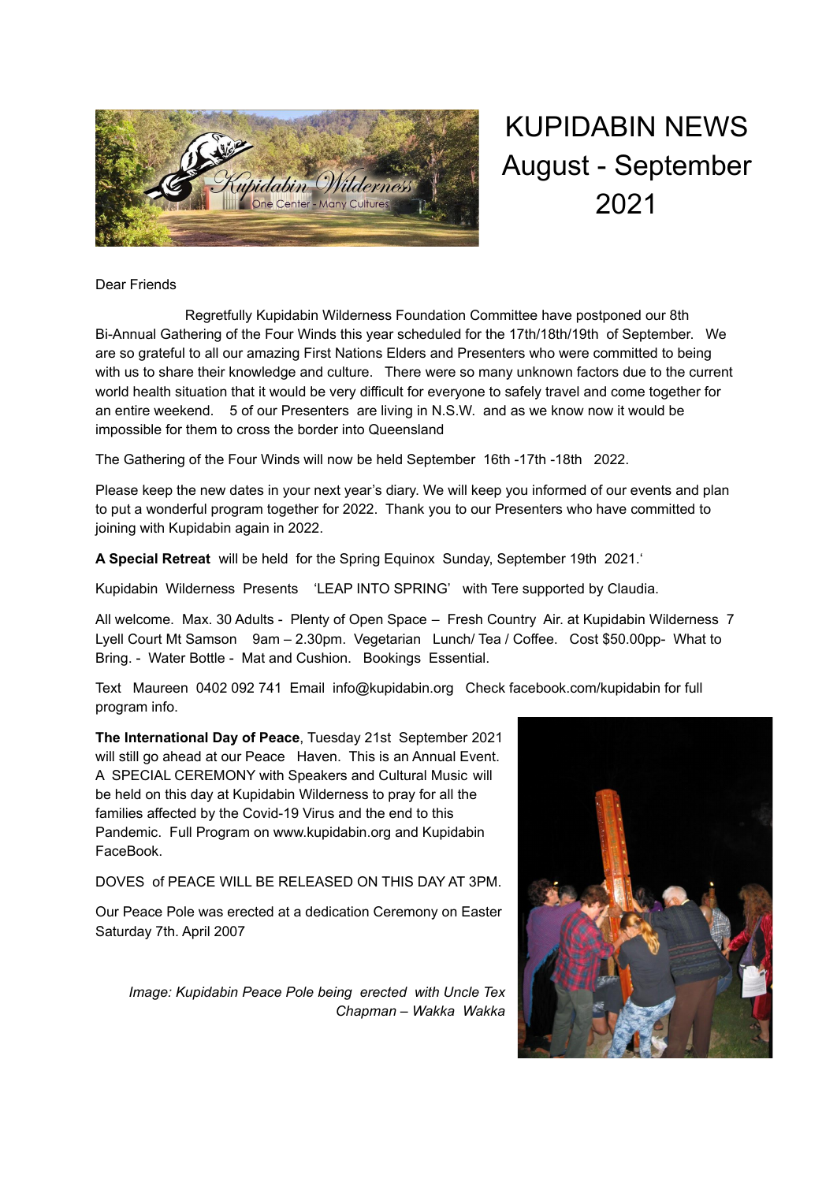# KUPIDABIN NEWS August - September 2021

Dear Friends

Regretfully Kupidabin Wilderness Foundation Committee have postponed our 8th Bi-Annual Gathering of the Four Winds this year scheduled for the 17th/18th/19th of September. We are so grateful to all our amazing First Nations Elders and Presenters who were committed to being with us to share their knowledge and culture. There were so many unknown factors due to the current world health situation that it would be very difficult for everyone to safely travel and come together for an entire weekend. 5 of our Presenters are living in N.S.W. and as we know now it would be impossible for them to cross the border into Queensland

The Gathering of the Four Winds will now be held September 16th -17th -18th 2022.

Please keep the new dates in your next year's diary. We will keep you informed of our events and plan to put a wonderful program together for 2022. Thank you to our Presenters who have committed to joining with Kupidabin again in 2022.

**A Special Retreat** will be held for the Spring Equinox Sunday, September 19th 2021.'

Kupidabin Wilderness Presents 'LEAP INTO SPRING' with Tere supported by Claudia.

All welcome. Max. 30 Adults - Plenty of Open Space – Fresh Country Air. at Kupidabin Wilderness 7 Lyell Court Mt Samson 9am – 2.30pm. Vegetarian Lunch/ Tea / Coffee. Cost $50.00pp- What to Bring. - Water Bottle - Mat and Cushion. Bookings Essential.

Text Maureen 0402 092 741 Email info@kupidabin.org Check facebook.com/kupidabin for full program info.

**The International Day of Peace**, Tuesday 21st September 2021 will still go ahead at our Peace Haven. This is an Annual Event. A SPECIAL CEREMONY with Speakers and Cultural Music will be held on this day at Kupidabin Wilderness to pray for all the families affected by the Covid-19 Virus and the end to this Pandemic. Full Program on www.kupidabin.org and Kupidabin FaceBook.

DOVES of PEACE WILL BE RELEASED ON THIS DAY AT 3PM.

Our Peace Pole was erected at a dedication Ceremony on Easter Saturday 7th. April 2007

*Image: Kupidabin Peace Pole being erected with Uncle Tex Chapman – Wakka Wakka*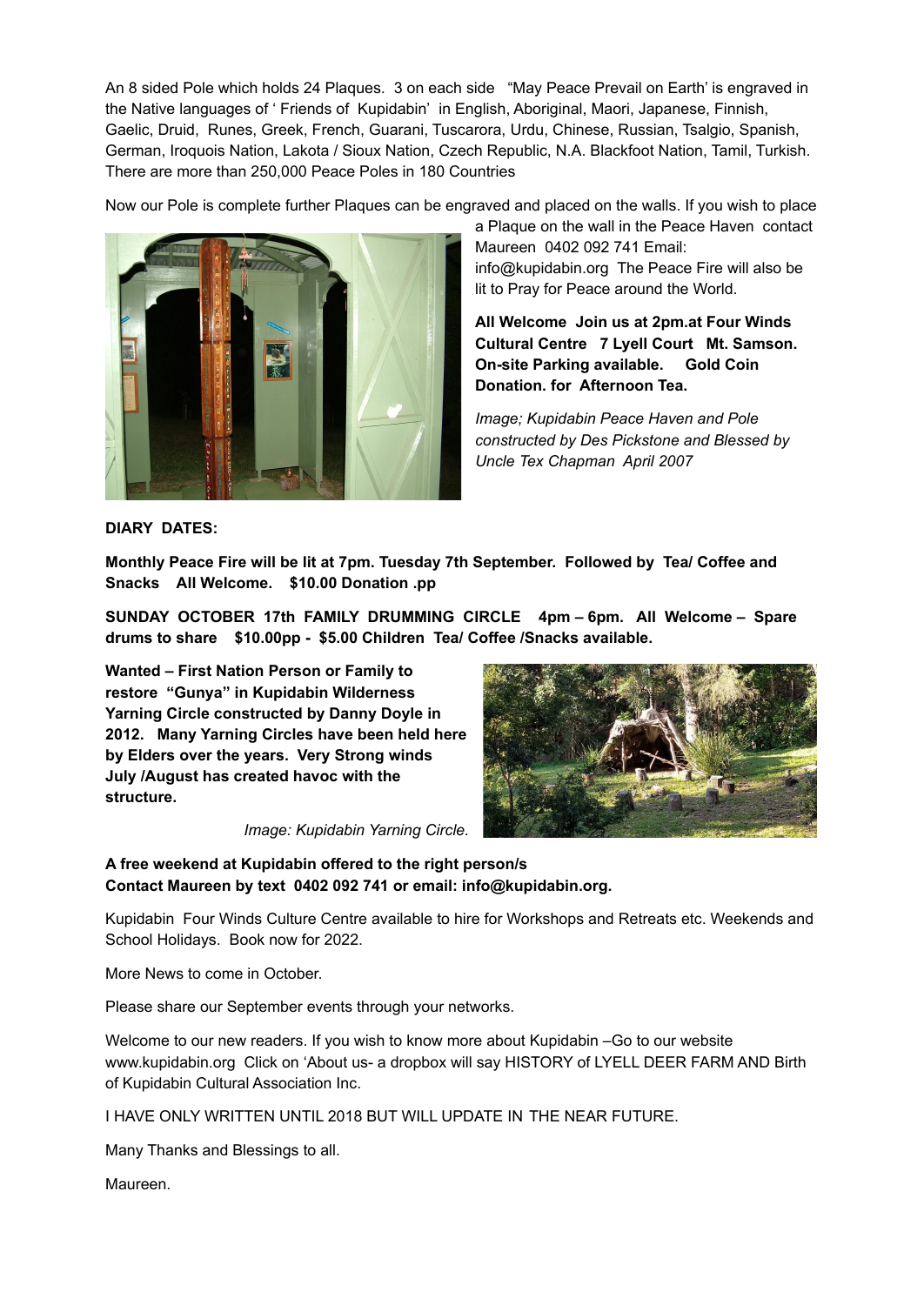An 8 sided Pole which holds 24 Plaques. 3 on each side "May Peace Prevail on Earth' is engraved in the Native languages of ' Friends of Kupidabin' in English, Aboriginal, Maori, Japanese, Finnish, Gaelic, Druid, Runes, Greek, French, Guarani, Tuscarora, Urdu, Chinese, Russian, Tsalgio, Spanish, German, Iroquois Nation, Lakota / Sioux Nation, Czech Republic, N.A. Blackfoot Nation, Tamil, Turkish. There are more than 250,000 Peace Poles in 180 Countries

Now our Pole is complete further Plaques can be engraved and placed on the walls. If you wish to place a Plaque on the wall in the Peace Haven contact Maureen 0402 092 741 Email: info@kupidabin.org The Peace Fire will also be lit to Pray for Peace around the World.

**All Welcome Join us at 2pm.at Four Winds Cultural Centre 7 Lyell Court Mt. Samson. On-site Parking available. Gold Coin Donation. for Afternoon Tea.**

*Image; Kupidabin Peace Haven and Pole constructed by Des Pickstone and Blessed by Uncle Tex Chapman April 2007*

**DIARY DATES:**

**Monthly Peace Fire will be lit at 7pm. Tuesday 7th September. Followed by Tea/ Coffee and Snacks All Welcome. $10.00 Donation .pp**

**SUNDAY OCTOBER 17th FAMILY DRUMMING CIRCLE 4pm – 6pm. All Welcome – Spare drums to share $10.00pp - $5.00 Children Tea/ Coffee /Snacks available.**

**Wanted – First Nation Person or Family to restore "Gunya" in Kupidabin Wilderness Yarning Circle constructed by Danny Doyle in 2012. Many Yarning Circles have been held here by Elders over the years. Very Strong winds July /August has created havoc with the structure.**

*Image: Kupidabin Yarning Circle.*

**A free weekend at Kupidabin offered to the right person/s**
**Contact Maureen by text 0402 092 741 or email: info@kupidabin.org.**

Kupidabin Four Winds Culture Centre available to hire for Workshops and Retreats etc. Weekends and School Holidays. Book now for 2022.

More News to come in October.

Please share our September events through your networks.

Welcome to our new readers. If you wish to know more about Kupidabin –Go to our website www.kupidabin.org Click on 'About us- a dropbox will say HISTORY of LYELL DEER FARM AND Birth of Kupidabin Cultural Association Inc.

I HAVE ONLY WRITTEN UNTIL 2018 BUT WILL UPDATE IN THE NEAR FUTURE.

Many Thanks and Blessings to all.

Maureen.